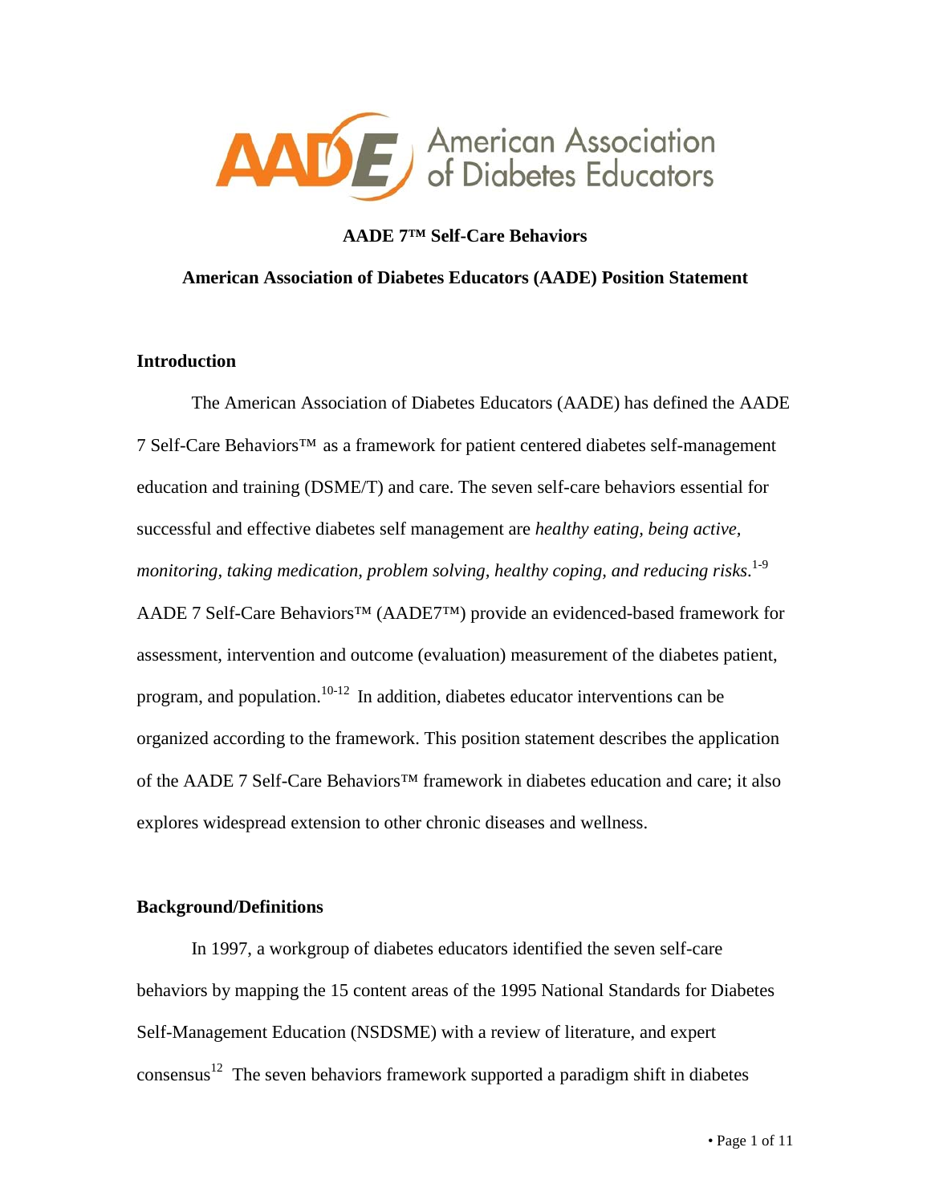American Association of Diabetes Educators

**AADE 7™ Self-Care Behaviors**

**American Association of Diabetes Educators (AADE) Position Statement**

## Introduction

The American Association of Diabetes Educators (AADE) has defined the AADE 7 Self-Care Behaviors™ as a framework for patient centered diabetes self-management education and training (DSME/T) and care. The seven self-care behaviors essential for successful and effective diabetes self management are *healthy eating, being active, monitoring, taking medication, problem solving, healthy coping, and reducing risks*.[1-9] AADE 7 Self-Care Behaviors™ (AADE7™) provide an evidenced-based framework for assessment, intervention and outcome (evaluation) measurement of the diabetes patient, program, and population.[10-12] In addition, diabetes educator interventions can be organized according to the framework. This position statement describes the application of the AADE 7 Self-Care Behaviors™ framework in diabetes education and care; it also explores widespread extension to other chronic diseases and wellness.

## Background/Definitions

In 1997, a workgroup of diabetes educators identified the seven self-care behaviors by mapping the 15 content areas of the 1995 National Standards for Diabetes Self-Management Education (NSDSME) with a review of literature, and expert consensus[12] The seven behaviors framework supported a paradigm shift in diabetes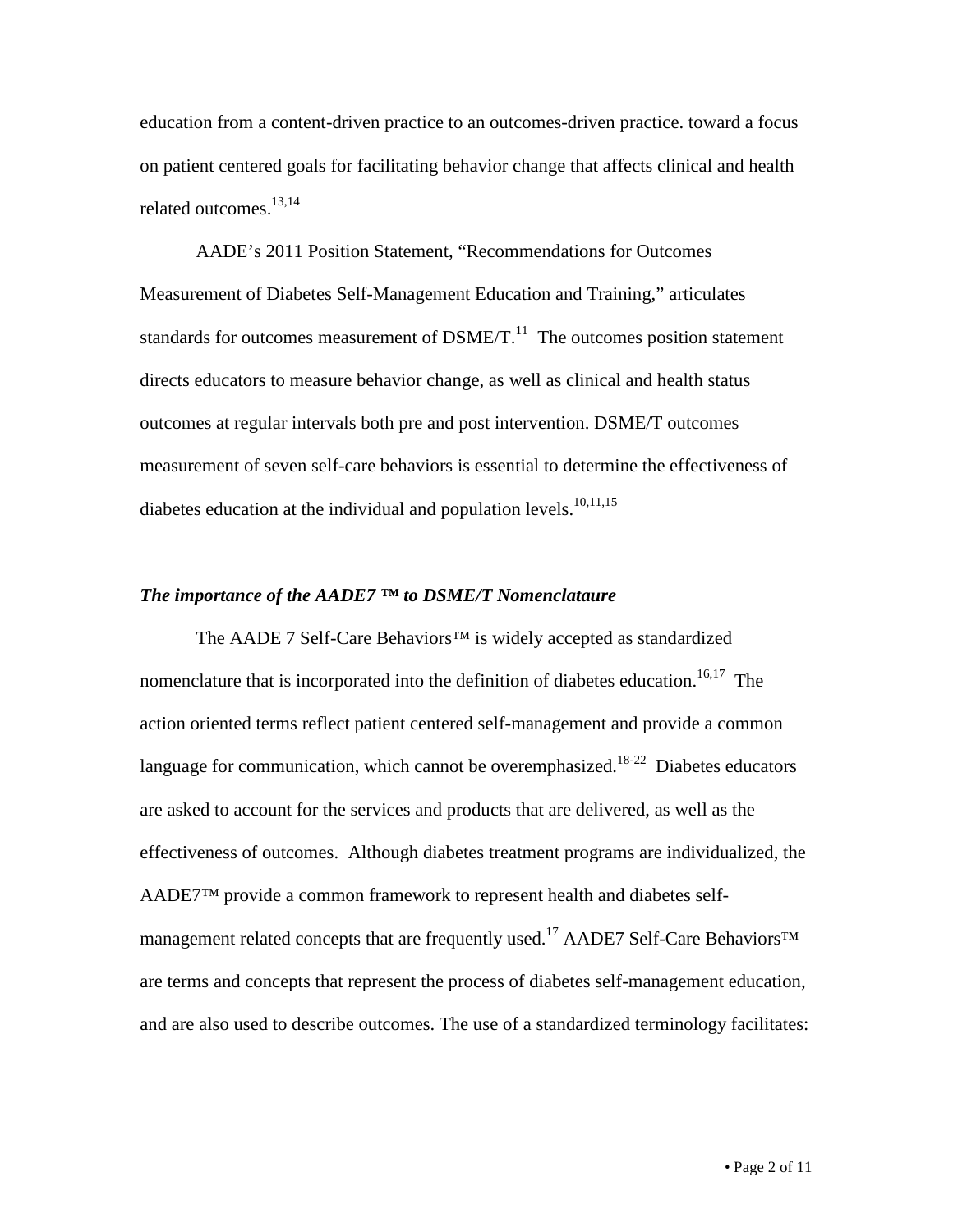education from a content-driven practice to an outcomes-driven practice. toward a focus on patient centered goals for facilitating behavior change that affects clinical and health related outcomes.[13,14]

AADE's 2011 Position Statement, "Recommendations for Outcomes Measurement of Diabetes Self-Management Education and Training," articulates standards for outcomes measurement of DSME/T.[11] The outcomes position statement directs educators to measure behavior change, as well as clinical and health status outcomes at regular intervals both pre and post intervention. DSME/T outcomes measurement of seven self-care behaviors is essential to determine the effectiveness of diabetes education at the individual and population levels.[10,11,15]

### *The importance of the AADE7 ™ to DSME/T Nomenclataure*

The AADE 7 Self-Care Behaviors™ is widely accepted as standardized nomenclature that is incorporated into the definition of diabetes education.[16,17] The action oriented terms reflect patient centered self-management and provide a common language for communication, which cannot be overemphasized.[18-22] Diabetes educators are asked to account for the services and products that are delivered, as well as the effectiveness of outcomes. Although diabetes treatment programs are individualized, the AADE7™ provide a common framework to represent health and diabetes self-management related concepts that are frequently used.[17] AADE7 Self-Care Behaviors™ are terms and concepts that represent the process of diabetes self-management education, and are also used to describe outcomes. The use of a standardized terminology facilitates: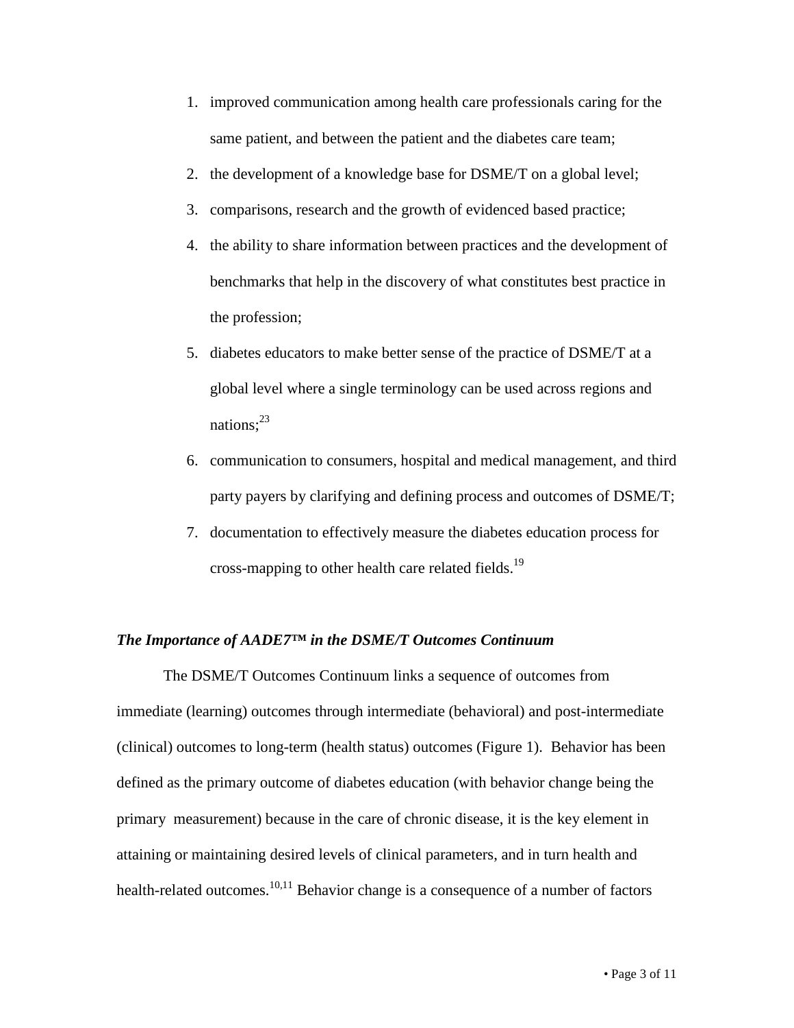1. improved communication among health care professionals caring for the same patient, and between the patient and the diabetes care team;
2. the development of a knowledge base for DSME/T on a global level;
3. comparisons, research and the growth of evidenced based practice;
4. the ability to share information between practices and the development of benchmarks that help in the discovery of what constitutes best practice in the profession;
5. diabetes educators to make better sense of the practice of DSME/T at a global level where a single terminology can be used across regions and nations;[23]
6. communication to consumers, hospital and medical management, and third party payers by clarifying and defining process and outcomes of DSME/T;
7. documentation to effectively measure the diabetes education process for cross-mapping to other health care related fields.[19]

### *The Importance of AADE7™ in the DSME/T Outcomes Continuum*

The DSME/T Outcomes Continuum links a sequence of outcomes from immediate (learning) outcomes through intermediate (behavioral) and post-intermediate (clinical) outcomes to long-term (health status) outcomes (Figure 1). Behavior has been defined as the primary outcome of diabetes education (with behavior change being the primary measurement) because in the care of chronic disease, it is the key element in attaining or maintaining desired levels of clinical parameters, and in turn health and health-related outcomes.[10,11] Behavior change is a consequence of a number of factors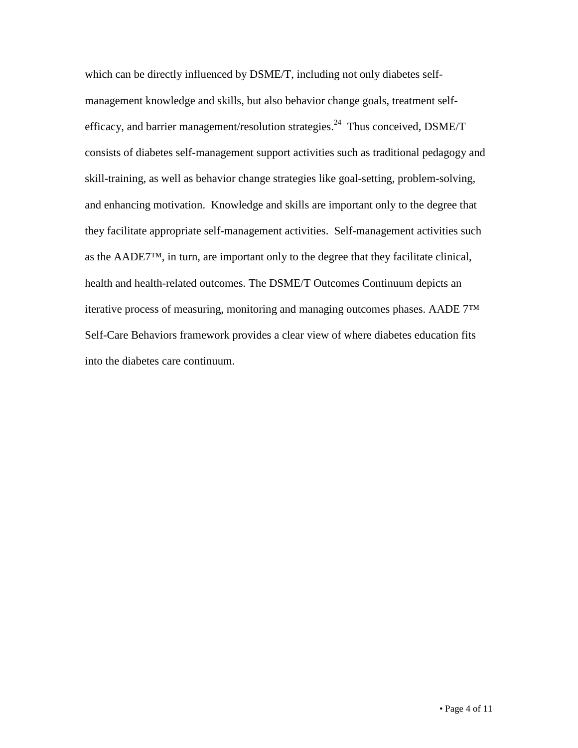which can be directly influenced by DSME/T, including not only diabetes self-management knowledge and skills, but also behavior change goals, treatment self-efficacy, and barrier management/resolution strategies.[24] Thus conceived, DSME/T consists of diabetes self-management support activities such as traditional pedagogy and skill-training, as well as behavior change strategies like goal-setting, problem-solving, and enhancing motivation. Knowledge and skills are important only to the degree that they facilitate appropriate self-management activities. Self-management activities such as the AADE7™, in turn, are important only to the degree that they facilitate clinical, health and health-related outcomes. The DSME/T Outcomes Continuum depicts an iterative process of measuring, monitoring and managing outcomes phases. AADE 7™ Self-Care Behaviors framework provides a clear view of where diabetes education fits into the diabetes care continuum.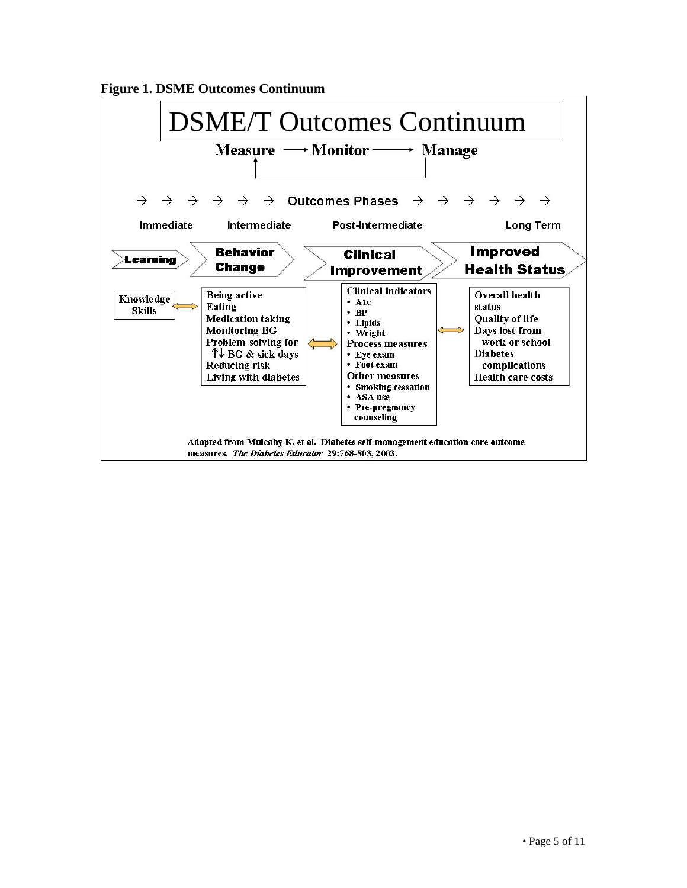**Figure 1. DSME Outcomes Continuum**

# DSME/T Outcomes Continuum

Measure → Monitor → Manage

→ → → → → → Outcomes Phases → → → → → →

| Immediate | Intermediate | Post-Intermediate | Long Term |
|---|---|---|---|
| **Learning** | **Behavior Change** | **Clinical Improvement** | **Improved Health Status** |
| Knowledge<br>Skills | Being active<br>Eating<br>Medication taking<br>Monitoring BG<br>Problem-solving for ↑↓ BG & sick days<br>Reducing risk<br>Living with diabetes | Clinical indicators<br>• A1c<br>• BP<br>• Lipids<br>• Weight<br>Process measures<br>• Eye exam<br>• Foot exam<br>Other measures<br>• Smoking cessation<br>• ASA use<br>• Pre-pregnancy counseling | Overall health status<br>Quality of life<br>Days lost from work or school<br>Diabetes complications<br>Health care costs |

Adapted from Mulcahy K, et al. Diabetes self-management education core outcome measures. *The Diabetes Educator* 29:768-803, 2003.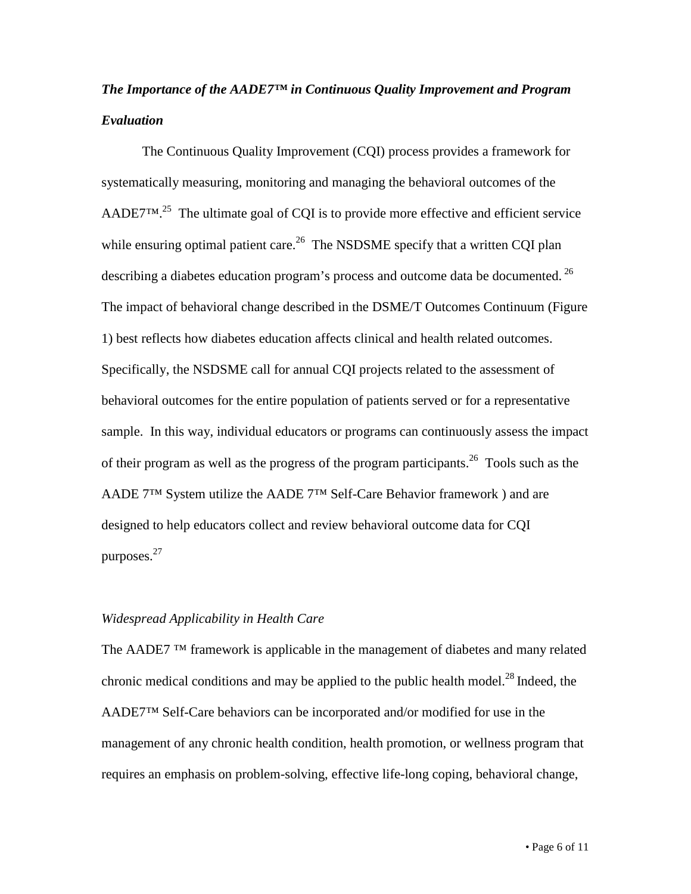### ***The Importance of the AADE7™ in Continuous Quality Improvement and Program Evaluation***

The Continuous Quality Improvement (CQI) process provides a framework for systematically measuring, monitoring and managing the behavioral outcomes of the AADE7™.[25] The ultimate goal of CQI is to provide more effective and efficient service while ensuring optimal patient care.[26] The NSDSME specify that a written CQI plan describing a diabetes education program's process and outcome data be documented.[26] The impact of behavioral change described in the DSME/T Outcomes Continuum (Figure 1) best reflects how diabetes education affects clinical and health related outcomes. Specifically, the NSDSME call for annual CQI projects related to the assessment of behavioral outcomes for the entire population of patients served or for a representative sample. In this way, individual educators or programs can continuously assess the impact of their program as well as the progress of the program participants.[26] Tools such as the AADE 7™ System utilize the AADE 7™ Self-Care Behavior framework ) and are designed to help educators collect and review behavioral outcome data for CQI purposes.[27]

### *Widespread Applicability in Health Care*

The AADE7 ™ framework is applicable in the management of diabetes and many related chronic medical conditions and may be applied to the public health model.[28] Indeed, the AADE7™ Self-Care behaviors can be incorporated and/or modified for use in the management of any chronic health condition, health promotion, or wellness program that requires an emphasis on problem-solving, effective life-long coping, behavioral change,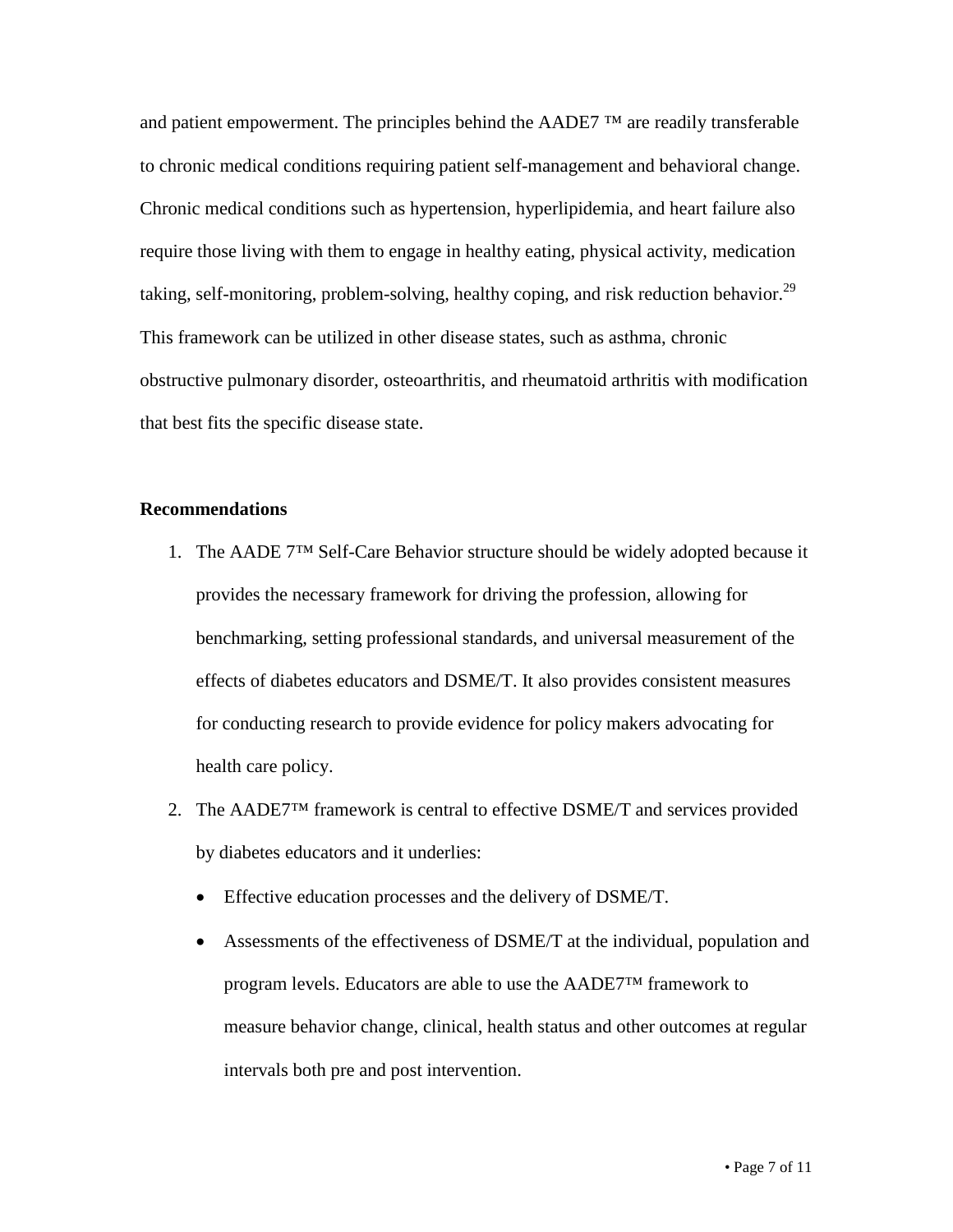and patient empowerment. The principles behind the AADE7 ™ are readily transferable to chronic medical conditions requiring patient self-management and behavioral change. Chronic medical conditions such as hypertension, hyperlipidemia, and heart failure also require those living with them to engage in healthy eating, physical activity, medication taking, self-monitoring, problem-solving, healthy coping, and risk reduction behavior.[29] This framework can be utilized in other disease states, such as asthma, chronic obstructive pulmonary disorder, osteoarthritis, and rheumatoid arthritis with modification that best fits the specific disease state.

**Recommendations**

1. The AADE 7™ Self-Care Behavior structure should be widely adopted because it provides the necessary framework for driving the profession, allowing for benchmarking, setting professional standards, and universal measurement of the effects of diabetes educators and DSME/T. It also provides consistent measures for conducting research to provide evidence for policy makers advocating for health care policy.
2. The AADE7™ framework is central to effective DSME/T and services provided by diabetes educators and it underlies:
   - Effective education processes and the delivery of DSME/T.
   - Assessments of the effectiveness of DSME/T at the individual, population and program levels. Educators are able to use the AADE7™ framework to measure behavior change, clinical, health status and other outcomes at regular intervals both pre and post intervention.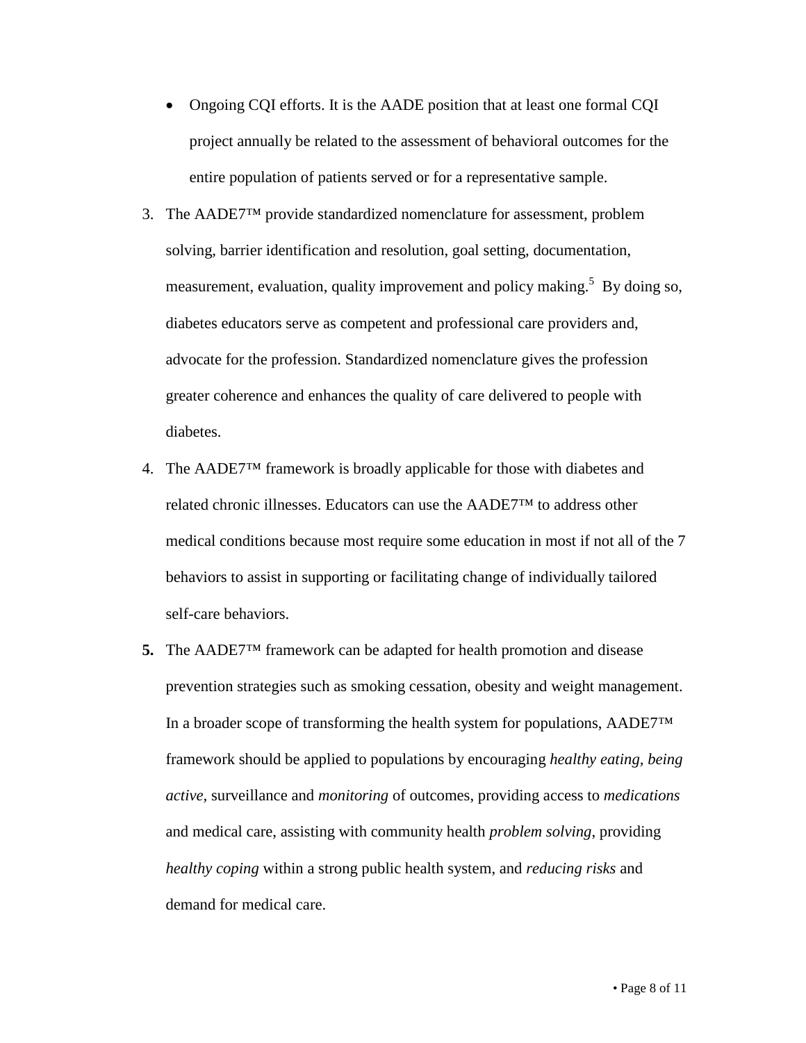- Ongoing CQI efforts. It is the AADE position that at least one formal CQI project annually be related to the assessment of behavioral outcomes for the entire population of patients served or for a representative sample.

3. The AADE7™ provide standardized nomenclature for assessment, problem solving, barrier identification and resolution, goal setting, documentation, measurement, evaluation, quality improvement and policy making.[5] By doing so, diabetes educators serve as competent and professional care providers and, advocate for the profession. Standardized nomenclature gives the profession greater coherence and enhances the quality of care delivered to people with diabetes.
4. The AADE7™ framework is broadly applicable for those with diabetes and related chronic illnesses. Educators can use the AADE7™ to address other medical conditions because most require some education in most if not all of the 7 behaviors to assist in supporting or facilitating change of individually tailored self-care behaviors.
5. The AADE7™ framework can be adapted for health promotion and disease prevention strategies such as smoking cessation, obesity and weight management. In a broader scope of transforming the health system for populations, AADE7™ framework should be applied to populations by encouraging *healthy eating, being active*, surveillance and *monitoring* of outcomes, providing access to *medications* and medical care, assisting with community health *problem solving*, providing *healthy coping* within a strong public health system, and *reducing risks* and demand for medical care.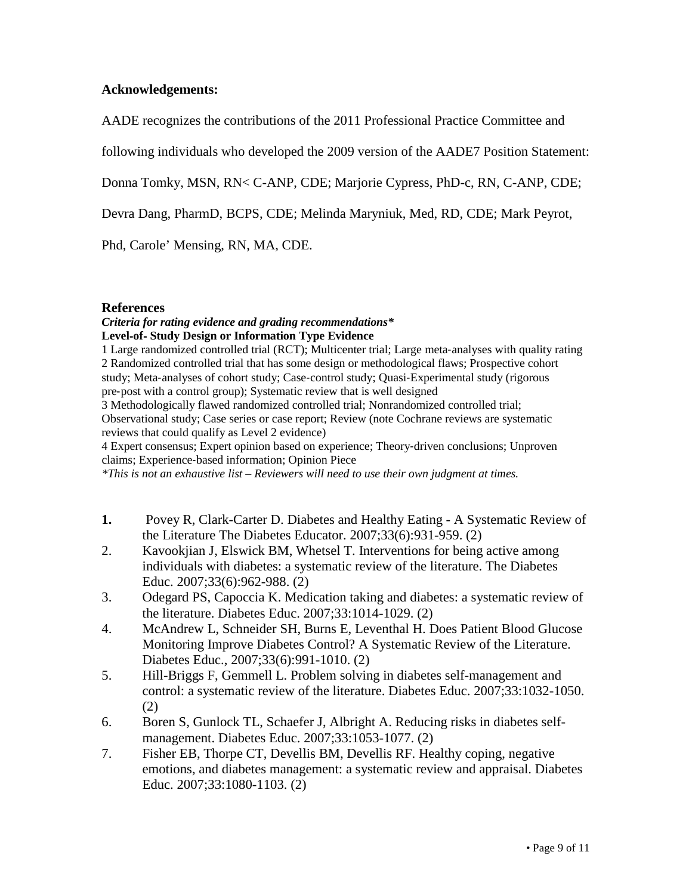### Acknowledgements:

AADE recognizes the contributions of the 2011 Professional Practice Committee and following individuals who developed the 2009 version of the AADE7 Position Statement: Donna Tomky, MSN, RN< C-ANP, CDE; Marjorie Cypress, PhD-c, RN, C-ANP, CDE; Devra Dang, PharmD, BCPS, CDE; Melinda Maryniuk, Med, RD, CDE; Mark Peyrot, Phd, Carole' Mensing, RN, MA, CDE.

### References

***Criteria for rating evidence and grading recommendations****

**Level-of- Study Design or Information Type Evidence**

1 Large randomized controlled trial (RCT); Multicenter trial; Large meta-analyses with quality rating
2 Randomized controlled trial that has some design or methodological flaws; Prospective cohort study; Meta-analyses of cohort study; Case-control study; Quasi-Experimental study (rigorous pre-post with a control group); Systematic review that is well designed
3 Methodologically flawed randomized controlled trial; Nonrandomized controlled trial; Observational study; Case series or case report; Review (note Cochrane reviews are systematic reviews that could qualify as Level 2 evidence)
4 Expert consensus; Expert opinion based on experience; Theory-driven conclusions; Unproven claims; Experience-based information; Opinion Piece

*\*This is not an exhaustive list – Reviewers will need to use their own judgment at times.*

1. Povey R, Clark-Carter D. Diabetes and Healthy Eating - A Systematic Review of the Literature The Diabetes Educator. 2007;33(6):931-959. (2)
2. Kavookjian J, Elswick BM, Whetsel T. Interventions for being active among individuals with diabetes: a systematic review of the literature. The Diabetes Educ. 2007;33(6):962-988. (2)
3. Odegard PS, Capoccia K. Medication taking and diabetes: a systematic review of the literature. Diabetes Educ. 2007;33:1014-1029. (2)
4. McAndrew L, Schneider SH, Burns E, Leventhal H. Does Patient Blood Glucose Monitoring Improve Diabetes Control? A Systematic Review of the Literature. Diabetes Educ., 2007;33(6):991-1010. (2)
5. Hill-Briggs F, Gemmell L. Problem solving in diabetes self-management and control: a systematic review of the literature. Diabetes Educ. 2007;33:1032-1050. (2)
6. Boren S, Gunlock TL, Schaefer J, Albright A. Reducing risks in diabetes self-management. Diabetes Educ. 2007;33:1053-1077. (2)
7. Fisher EB, Thorpe CT, Devellis BM, Devellis RF. Healthy coping, negative emotions, and diabetes management: a systematic review and appraisal. Diabetes Educ. 2007;33:1080-1103. (2)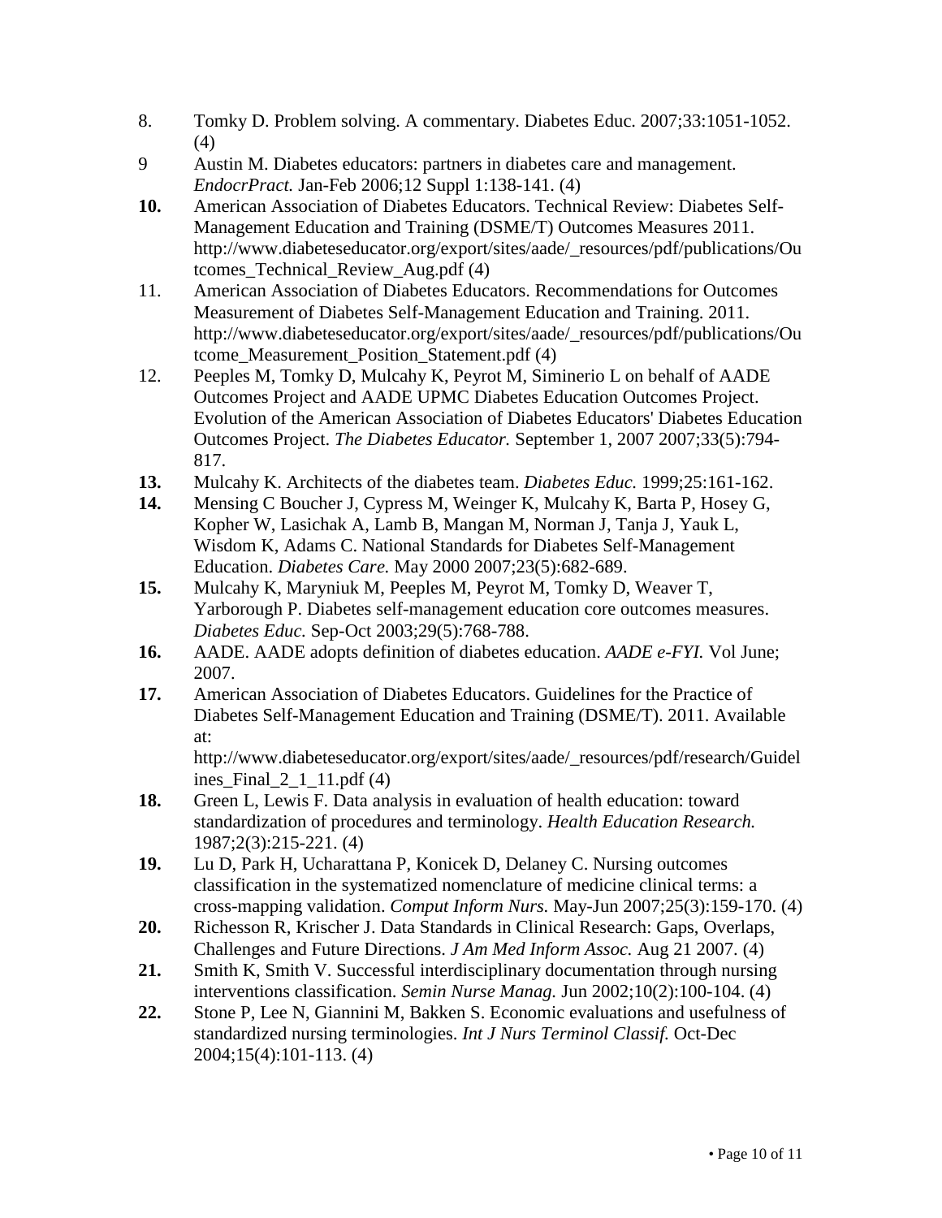8. Tomky D. Problem solving. A commentary. Diabetes Educ. 2007;33:1051-1052. (4)
9 Austin M. Diabetes educators: partners in diabetes care and management. *EndocrPract.* Jan-Feb 2006;12 Suppl 1:138-141. (4)
**10.** American Association of Diabetes Educators. Technical Review: Diabetes Self-Management Education and Training (DSME/T) Outcomes Measures 2011. http://www.diabeteseducator.org/export/sites/aade/_resources/pdf/publications/Outcomes_Technical_Review_Aug.pdf (4)
11. American Association of Diabetes Educators. Recommendations for Outcomes Measurement of Diabetes Self-Management Education and Training. 2011. http://www.diabeteseducator.org/export/sites/aade/_resources/pdf/publications/Outcome_Measurement_Position_Statement.pdf (4)
12. Peeples M, Tomky D, Mulcahy K, Peyrot M, Siminerio L on behalf of AADE Outcomes Project and AADE UPMC Diabetes Education Outcomes Project. Evolution of the American Association of Diabetes Educators' Diabetes Education Outcomes Project. *The Diabetes Educator.* September 1, 2007 2007;33(5):794-817.
**13.** Mulcahy K. Architects of the diabetes team. *Diabetes Educ.* 1999;25:161-162.
**14.** Mensing C Boucher J, Cypress M, Weinger K, Mulcahy K, Barta P, Hosey G, Kopher W, Lasichak A, Lamb B, Mangan M, Norman J, Tanja J, Yauk L, Wisdom K, Adams C. National Standards for Diabetes Self-Management Education. *Diabetes Care.* May 2000 2007;23(5):682-689.
**15.** Mulcahy K, Maryniuk M, Peeples M, Peyrot M, Tomky D, Weaver T, Yarborough P. Diabetes self-management education core outcomes measures. *Diabetes Educ.* Sep-Oct 2003;29(5):768-788.
**16.** AADE. AADE adopts definition of diabetes education. *AADE e-FYI.* Vol June; 2007.
**17.** American Association of Diabetes Educators. Guidelines for the Practice of Diabetes Self-Management Education and Training (DSME/T). 2011. Available at: http://www.diabeteseducator.org/export/sites/aade/_resources/pdf/research/Guidelines_Final_2_1_11.pdf (4)
**18.** Green L, Lewis F. Data analysis in evaluation of health education: toward standardization of procedures and terminology. *Health Education Research.* 1987;2(3):215-221. (4)
**19.** Lu D, Park H, Ucharattana P, Konicek D, Delaney C. Nursing outcomes classification in the systematized nomenclature of medicine clinical terms: a cross-mapping validation. *Comput Inform Nurs.* May-Jun 2007;25(3):159-170. (4)
**20.** Richesson R, Krischer J. Data Standards in Clinical Research: Gaps, Overlaps, Challenges and Future Directions. *J Am Med Inform Assoc.* Aug 21 2007. (4)
**21.** Smith K, Smith V. Successful interdisciplinary documentation through nursing interventions classification. *Semin Nurse Manag.* Jun 2002;10(2):100-104. (4)
**22.** Stone P, Lee N, Giannini M, Bakken S. Economic evaluations and usefulness of standardized nursing terminologies. *Int J Nurs Terminol Classif.* Oct-Dec 2004;15(4):101-113. (4)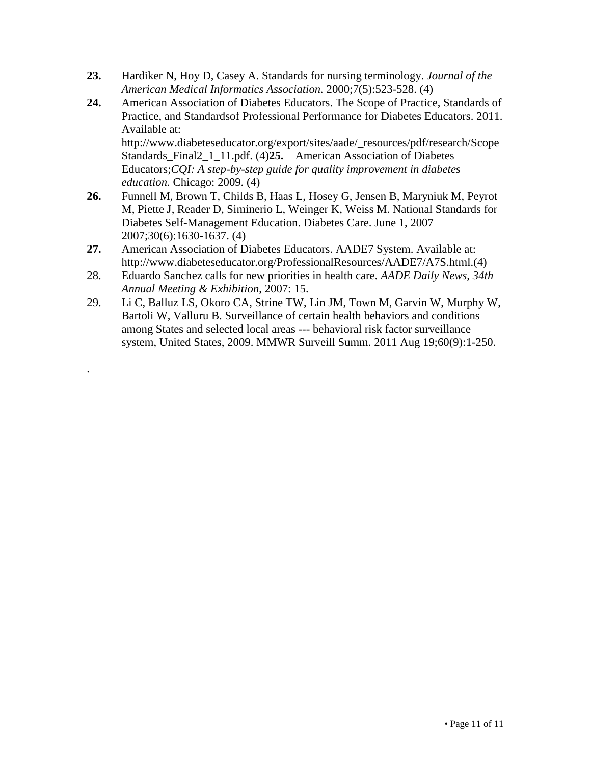**23.** Hardiker N, Hoy D, Casey A. Standards for nursing terminology. *Journal of the American Medical Informatics Association.* 2000;7(5):523-528. (4)

**24.** American Association of Diabetes Educators. The Scope of Practice, Standards of Practice, and Standardsof Professional Performance for Diabetes Educators. 2011. Available at: http://www.diabeteseducator.org/export/sites/aade/_resources/pdf/research/ScopeStandards_Final2_1_11.pdf. (4)**25.** American Association of Diabetes Educators;*CQI: A step-by-step guide for quality improvement in diabetes education.* Chicago: 2009. (4)

**26.** Funnell M, Brown T, Childs B, Haas L, Hosey G, Jensen B, Maryniuk M, Peyrot M, Piette J, Reader D, Siminerio L, Weinger K, Weiss M. National Standards for Diabetes Self-Management Education. Diabetes Care. June 1, 2007 2007;30(6):1630-1637. (4)

**27.** American Association of Diabetes Educators. AADE7 System. Available at: http://www.diabeteseducator.org/ProfessionalResources/AADE7/A7S.html.(4)

28. Eduardo Sanchez calls for new priorities in health care. *AADE Daily News, 34th Annual Meeting & Exhibition*, 2007: 15.

29. Li C, Balluz LS, Okoro CA, Strine TW, Lin JM, Town M, Garvin W, Murphy W, Bartoli W, Valluru B. Surveillance of certain health behaviors and conditions among States and selected local areas --- behavioral risk factor surveillance system, United States, 2009. MMWR Surveill Summ. 2011 Aug 19;60(9):1-250.

.